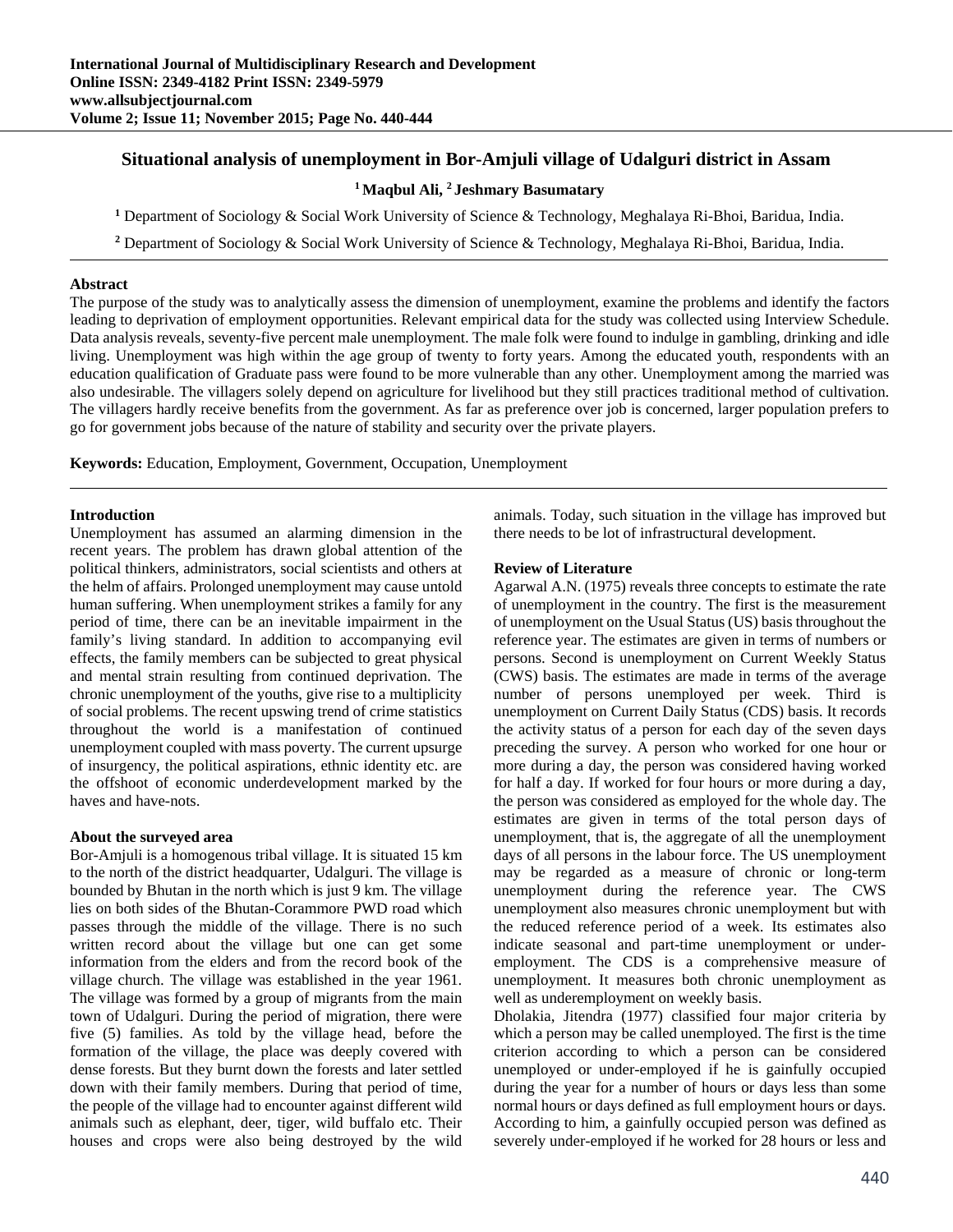# Situational analysis of unemployment in Bor-Amjuli village of Udalguri district in Assam

**[1] Maqbul Ali, [2] Jeshmary Basumatary**

[1] Department of Sociology & Social Work University of Science & Technology, Meghalaya Ri-Bhoi, Baridua, India.

[2] Department of Sociology & Social Work University of Science & Technology, Meghalaya Ri-Bhoi, Baridua, India.

---

**Abstract**

The purpose of the study was to analytically assess the dimension of unemployment, examine the problems and identify the factors leading to deprivation of employment opportunities. Relevant empirical data for the study was collected using Interview Schedule. Data analysis reveals, seventy-five percent male unemployment. The male folk were found to indulge in gambling, drinking and idle living. Unemployment was high within the age group of twenty to forty years. Among the educated youth, respondents with an education qualification of Graduate pass were found to be more vulnerable than any other. Unemployment among the married was also undesirable. The villagers solely depend on agriculture for livelihood but they still practices traditional method of cultivation. The villagers hardly receive benefits from the government. As far as preference over job is concerned, larger population prefers to go for government jobs because of the nature of stability and security over the private players.

**Keywords:** Education, Employment, Government, Occupation, Unemployment

---

## Introduction

Unemployment has assumed an alarming dimension in the recent years. The problem has drawn global attention of the political thinkers, administrators, social scientists and others at the helm of affairs. Prolonged unemployment may cause untold human suffering. When unemployment strikes a family for any period of time, there can be an inevitable impairment in the family's living standard. In addition to accompanying evil effects, the family members can be subjected to great physical and mental strain resulting from continued deprivation. The chronic unemployment of the youths, give rise to a multiplicity of social problems. The recent upswing trend of crime statistics throughout the world is a manifestation of continued unemployment coupled with mass poverty. The current upsurge of insurgency, the political aspirations, ethnic identity etc. are the offshoot of economic underdevelopment marked by the haves and have-nots.

## About the surveyed area

Bor-Amjuli is a homogenous tribal village. It is situated 15 km to the north of the district headquarter, Udalguri. The village is bounded by Bhutan in the north which is just 9 km. The village lies on both sides of the Bhutan-Corammore PWD road which passes through the middle of the village. There is no such written record about the village but one can get some information from the elders and from the record book of the village church. The village was established in the year 1961. The village was formed by a group of migrants from the main town of Udalguri. During the period of migration, there were five (5) families. As told by the village head, before the formation of the village, the place was deeply covered with dense forests. But they burnt down the forests and later settled down with their family members. During that period of time, the people of the village had to encounter against different wild animals such as elephant, deer, tiger, wild buffalo etc. Their houses and crops were also being destroyed by the wild animals. Today, such situation in the village has improved but there needs to be lot of infrastructural development.

## Review of Literature

Agarwal A.N. (1975) reveals three concepts to estimate the rate of unemployment in the country. The first is the measurement of unemployment on the Usual Status (US) basis throughout the reference year. The estimates are given in terms of numbers or persons. Second is unemployment on Current Weekly Status (CWS) basis. The estimates are made in terms of the average number of persons unemployed per week. Third is unemployment on Current Daily Status (CDS) basis. It records the activity status of a person for each day of the seven days preceding the survey. A person who worked for one hour or more during a day, the person was considered having worked for half a day. If worked for four hours or more during a day, the person was considered as employed for the whole day. The estimates are given in terms of the total person days of unemployment, that is, the aggregate of all the unemployment days of all persons in the labour force. The US unemployment may be regarded as a measure of chronic or long-term unemployment during the reference year. The CWS unemployment also measures chronic unemployment but with the reduced reference period of a week. Its estimates also indicate seasonal and part-time unemployment or under-employment. The CDS is a comprehensive measure of unemployment. It measures both chronic unemployment as well as underemployment on weekly basis.

Dholakia, Jitendra (1977) classified four major criteria by which a person may be called unemployed. The first is the time criterion according to which a person can be considered unemployed or under-employed if he is gainfully occupied during the year for a number of hours or days less than some normal hours or days defined as full employment hours or days. According to him, a gainfully occupied person was defined as severely under-employed if he worked for 28 hours or less and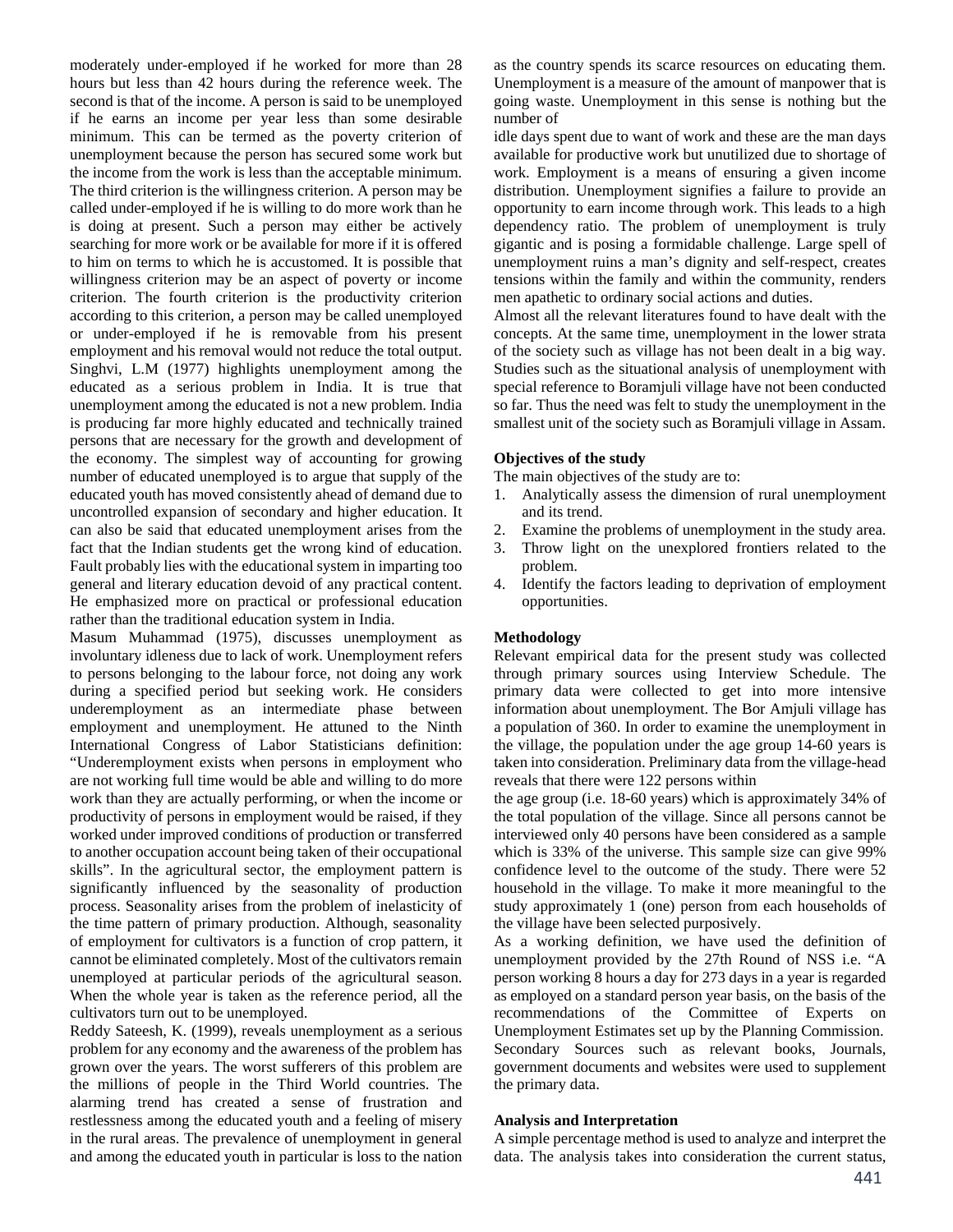moderately under-employed if he worked for more than 28 hours but less than 42 hours during the reference week. The second is that of the income. A person is said to be unemployed if he earns an income per year less than some desirable minimum. This can be termed as the poverty criterion of unemployment because the person has secured some work but the income from the work is less than the acceptable minimum. The third criterion is the willingness criterion. A person may be called under-employed if he is willing to do more work than he is doing at present. Such a person may either be actively searching for more work or be available for more if it is offered to him on terms to which he is accustomed. It is possible that willingness criterion may be an aspect of poverty or income criterion. The fourth criterion is the productivity criterion according to this criterion, a person may be called unemployed or under-employed if he is removable from his present employment and his removal would not reduce the total output.

Singhvi, L.M (1977) highlights unemployment among the educated as a serious problem in India. It is true that unemployment among the educated is not a new problem. India is producing far more highly educated and technically trained persons that are necessary for the growth and development of the economy. The simplest way of accounting for growing number of educated unemployed is to argue that supply of the educated youth has moved consistently ahead of demand due to uncontrolled expansion of secondary and higher education. It can also be said that educated unemployment arises from the fact that the Indian students get the wrong kind of education. Fault probably lies with the educational system in imparting too general and literary education devoid of any practical content. He emphasized more on practical or professional education rather than the traditional education system in India.

Masum Muhammad (1975), discusses unemployment as involuntary idleness due to lack of work. Unemployment refers to persons belonging to the labour force, not doing any work during a specified period but seeking work. He considers underemployment as an intermediate phase between employment and unemployment. He attuned to the Ninth International Congress of Labor Statisticians definition: "Underemployment exists when persons in employment who are not working full time would be able and willing to do more work than they are actually performing, or when the income or productivity of persons in employment would be raised, if they worked under improved conditions of production or transferred to another occupation account being taken of their occupational skills". In the agricultural sector, the employment pattern is significantly influenced by the seasonality of production process. Seasonality arises from the problem of inelasticity of the time pattern of primary production. Although, seasonality of employment for cultivators is a function of crop pattern, it cannot be eliminated completely. Most of the cultivators remain unemployed at particular periods of the agricultural season. When the whole year is taken as the reference period, all the cultivators turn out to be unemployed.

Reddy Sateesh, K. (1999), reveals unemployment as a serious problem for any economy and the awareness of the problem has grown over the years. The worst sufferers of this problem are the millions of people in the Third World countries. The alarming trend has created a sense of frustration and restlessness among the educated youth and a feeling of misery in the rural areas. The prevalence of unemployment in general and among the educated youth in particular is loss to the nation as the country spends its scarce resources on educating them. Unemployment is a measure of the amount of manpower that is going waste. Unemployment in this sense is nothing but the number of idle days spent due to want of work and these are the man days available for productive work but unutilized due to shortage of work. Employment is a means of ensuring a given income distribution. Unemployment signifies a failure to provide an opportunity to earn income through work. This leads to a high dependency ratio. The problem of unemployment is truly gigantic and is posing a formidable challenge. Large spell of unemployment ruins a man's dignity and self-respect, creates tensions within the family and within the community, renders men apathetic to ordinary social actions and duties.

Almost all the relevant literatures found to have dealt with the concepts. At the same time, unemployment in the lower strata of the society such as village has not been dealt in a big way. Studies such as the situational analysis of unemployment with special reference to Boramjuli village have not been conducted so far. Thus the need was felt to study the unemployment in the smallest unit of the society such as Boramjuli village in Assam.

**Objectives of the study**

The main objectives of the study are to:

1. Analytically assess the dimension of rural unemployment and its trend.
2. Examine the problems of unemployment in the study area.
3. Throw light on the unexplored frontiers related to the problem.
4. Identify the factors leading to deprivation of employment opportunities.

**Methodology**

Relevant empirical data for the present study was collected through primary sources using Interview Schedule. The primary data were collected to get into more intensive information about unemployment. The Bor Amjuli village has a population of 360. In order to examine the unemployment in the village, the population under the age group 14-60 years is taken into consideration. Preliminary data from the village-head reveals that there were 122 persons within the age group (i.e. 18-60 years) which is approximately 34% of the total population of the village. Since all persons cannot be interviewed only 40 persons have been considered as a sample which is 33% of the universe. This sample size can give 99% confidence level to the outcome of the study. There were 52 household in the village. To make it more meaningful to the study approximately 1 (one) person from each households of the village have been selected purposively.

As a working definition, we have used the definition of unemployment provided by the 27th Round of NSS i.e. "A person working 8 hours a day for 273 days in a year is regarded as employed on a standard person year basis, on the basis of the recommendations of the Committee of Experts on Unemployment Estimates set up by the Planning Commission.

Secondary Sources such as relevant books, Journals, government documents and websites were used to supplement the primary data.

**Analysis and Interpretation**

A simple percentage method is used to analyze and interpret the data. The analysis takes into consideration the current status,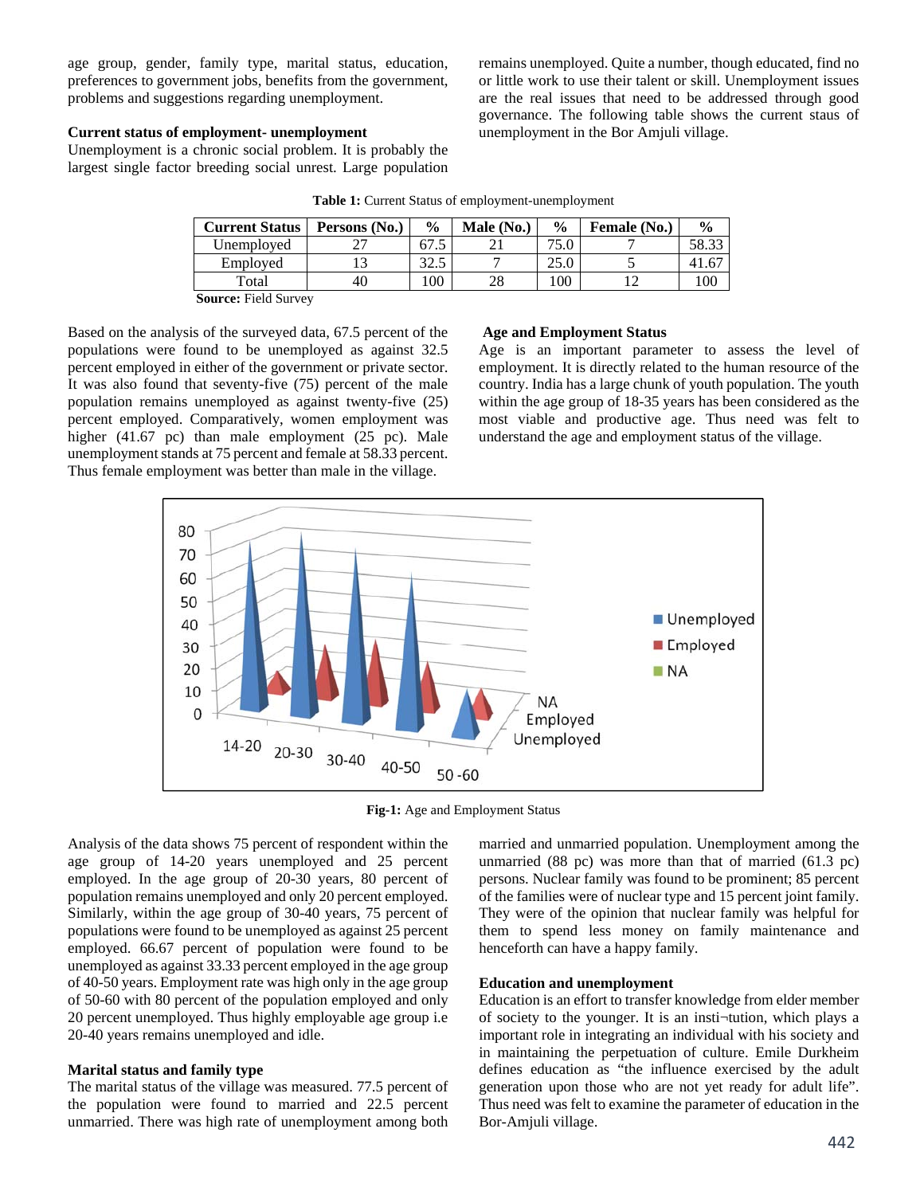age group, gender, family type, marital status, education, preferences to government jobs, benefits from the government, problems and suggestions regarding unemployment.

### Current status of employment- unemployment

Unemployment is a chronic social problem. It is probably the largest single factor breeding social unrest. Large population remains unemployed. Quite a number, though educated, find no or little work to use their talent or skill. Unemployment issues are the real issues that need to be addressed through good governance. The following table shows the current staus of unemployment in the Bor Amjuli village.

**Table 1:** Current Status of employment-unemployment

| Current Status | Persons (No.) | % | Male (No.) | % | Female (No.) | % |
|---|---|---|---|---|---|---|
| Unemployed | 27 | 67.5 | 21 | 75.0 | 7 | 58.33 |
| Employed | 13 | 32.5 | 7 | 25.0 | 5 | 41.67 |
| Total | 40 | 100 | 28 | 100 | 12 | 100 |

**Source:** Field Survey

Based on the analysis of the surveyed data, 67.5 percent of the populations were found to be unemployed as against 32.5 percent employed in either of the government or private sector. It was also found that seventy-five (75) percent of the male population remains unemployed as against twenty-five (25) percent employed. Comparatively, women employment was higher (41.67 pc) than male employment (25 pc). Male unemployment stands at 75 percent and female at 58.33 percent. Thus female employment was better than male in the village.

### Age and Employment Status

Age is an important parameter to assess the level of employment. It is directly related to the human resource of the country. India has a large chunk of youth population. The youth within the age group of 18-35 years has been considered as the most viable and productive age. Thus need was felt to understand the age and employment status of the village.

80
70
60
50
40
30
20
10
0
14-20
20-30
30-40
40-50
50 -60
NA
Employed
Unemployed
Unemployed
Employed
NA

**Fig-1:** Age and Employment Status

Analysis of the data shows 75 percent of respondent within the age group of 14-20 years unemployed and 25 percent employed. In the age group of 20-30 years, 80 percent of population remains unemployed and only 20 percent employed. Similarly, within the age group of 30-40 years, 75 percent of populations were found to be unemployed as against 25 percent employed. 66.67 percent of population were found to be unemployed as against 33.33 percent employed in the age group of 40-50 years. Employment rate was high only in the age group of 50-60 with 80 percent of the population employed and only 20 percent unemployed. Thus highly employable age group i.e 20-40 years remains unemployed and idle.

### Marital status and family type

The marital status of the village was measured. 77.5 percent of the population were found to married and 22.5 percent unmarried. There was high rate of unemployment among both married and unmarried population. Unemployment among the unmarried (88 pc) was more than that of married (61.3 pc) persons. Nuclear family was found to be prominent; 85 percent of the families were of nuclear type and 15 percent joint family. They were of the opinion that nuclear family was helpful for them to spend less money on family maintenance and henceforth can have a happy family.

### Education and unemployment

Education is an effort to transfer knowledge from elder member of society to the younger. It is an insti¬tution, which plays a important role in integrating an individual with his society and in maintaining the perpetuation of culture. Emile Durkheim defines education as "the influence exercised by the adult generation upon those who are not yet ready for adult life". Thus need was felt to examine the parameter of education in the Bor-Amjuli village.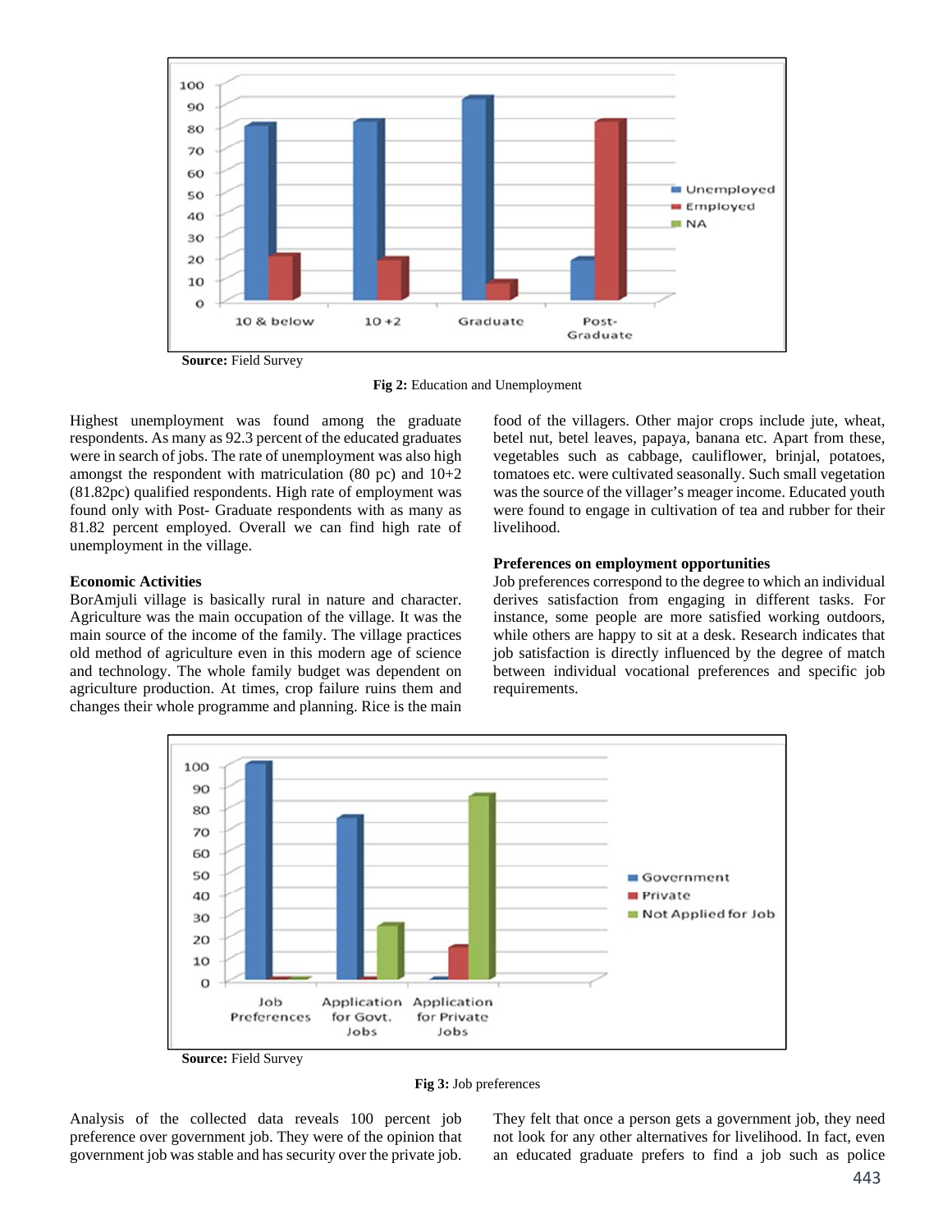Source: Field Survey

**Fig 2:** Education and Unemployment

Highest unemployment was found among the graduate respondents. As many as 92.3 percent of the educated graduates were in search of jobs. The rate of unemployment was also high amongst the respondent with matriculation (80 pc) and 10+2 (81.82pc) qualified respondents. High rate of employment was found only with Post- Graduate respondents with as many as 81.82 percent employed. Overall we can find high rate of unemployment in the village.

### Economic Activities

BorAmjuli village is basically rural in nature and character. Agriculture was the main occupation of the village. It was the main source of the income of the family. The village practices old method of agriculture even in this modern age of science and technology. The whole family budget was dependent on agriculture production. At times, crop failure ruins them and changes their whole programme and planning. Rice is the main food of the villagers. Other major crops include jute, wheat, betel nut, betel leaves, papaya, banana etc. Apart from these, vegetables such as cabbage, cauliflower, brinjal, potatoes, tomatoes etc. were cultivated seasonally. Such small vegetation was the source of the villager's meager income. Educated youth were found to engage in cultivation of tea and rubber for their livelihood.

### Preferences on employment opportunities

Job preferences correspond to the degree to which an individual derives satisfaction from engaging in different tasks. For instance, some people are more satisfied working outdoors, while others are happy to sit at a desk. Research indicates that job satisfaction is directly influenced by the degree of match between individual vocational preferences and specific job requirements.

Source: Field Survey

**Fig 3:** Job preferences

Analysis of the collected data reveals 100 percent job preference over government job. They were of the opinion that government job was stable and has security over the private job. They felt that once a person gets a government job, they need not look for any other alternatives for livelihood. In fact, even an educated graduate prefers to find a job such as police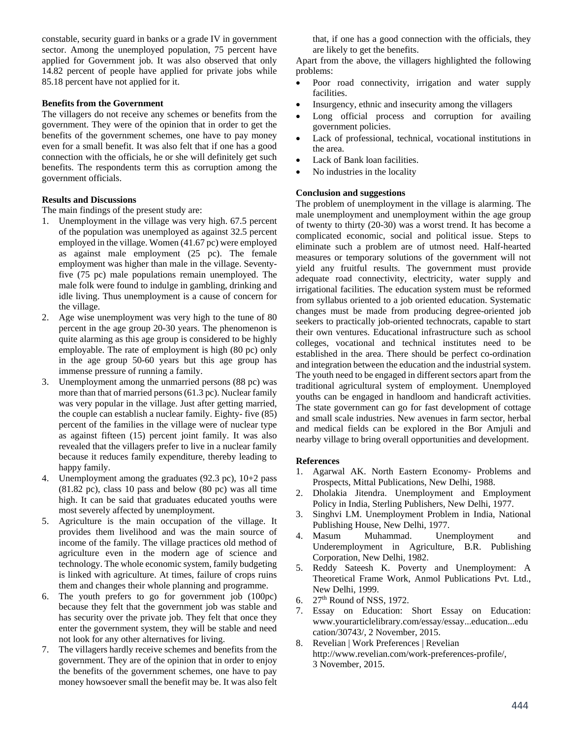constable, security guard in banks or a grade IV in government sector. Among the unemployed population, 75 percent have applied for Government job. It was also observed that only 14.82 percent of people have applied for private jobs while 85.18 percent have not applied for it.

**Benefits from the Government**

The villagers do not receive any schemes or benefits from the government. They were of the opinion that in order to get the benefits of the government schemes, one have to pay money even for a small benefit. It was also felt that if one has a good connection with the officials, he or she will definitely get such benefits. The respondents term this as corruption among the government officials.

**Results and Discussions**

The main findings of the present study are:

1. Unemployment in the village was very high. 67.5 percent of the population was unemployed as against 32.5 percent employed in the village. Women (41.67 pc) were employed as against male employment (25 pc). The female employment was higher than male in the village. Seventy-five (75 pc) male populations remain unemployed. The male folk were found to indulge in gambling, drinking and idle living. Thus unemployment is a cause of concern for the village.
2. Age wise unemployment was very high to the tune of 80 percent in the age group 20-30 years. The phenomenon is quite alarming as this age group is considered to be highly employable. The rate of employment is high (80 pc) only in the age group 50-60 years but this age group has immense pressure of running a family.
3. Unemployment among the unmarried persons (88 pc) was more than that of married persons (61.3 pc). Nuclear family was very popular in the village. Just after getting married, the couple can establish a nuclear family. Eighty- five (85) percent of the families in the village were of nuclear type as against fifteen (15) percent joint family. It was also revealed that the villagers prefer to live in a nuclear family because it reduces family expenditure, thereby leading to happy family.
4. Unemployment among the graduates (92.3 pc), 10+2 pass (81.82 pc), class 10 pass and below (80 pc) was all time high. It can be said that graduates educated youths were most severely affected by unemployment.
5. Agriculture is the main occupation of the village. It provides them livelihood and was the main source of income of the family. The village practices old method of agriculture even in the modern age of science and technology. The whole economic system, family budgeting is linked with agriculture. At times, failure of crops ruins them and changes their whole planning and programme.
6. The youth prefers to go for government job (100pc) because they felt that the government job was stable and has security over the private job. They felt that once they enter the government system, they will be stable and need not look for any other alternatives for living.
7. The villagers hardly receive schemes and benefits from the government. They are of the opinion that in order to enjoy the benefits of the government schemes, one have to pay money howsoever small the benefit may be. It was also felt that, if one has a good connection with the officials, they are likely to get the benefits.

Apart from the above, the villagers highlighted the following problems:

- Poor road connectivity, irrigation and water supply facilities.
- Insurgency, ethnic and insecurity among the villagers
- Long official process and corruption for availing government policies.
- Lack of professional, technical, vocational institutions in the area.
- Lack of Bank loan facilities.
- No industries in the locality

**Conclusion and suggestions**

The problem of unemployment in the village is alarming. The male unemployment and unemployment within the age group of twenty to thirty (20-30) was a worst trend. It has become a complicated economic, social and political issue. Steps to eliminate such a problem are of utmost need. Half-hearted measures or temporary solutions of the government will not yield any fruitful results. The government must provide adequate road connectivity, electricity, water supply and irrigational facilities. The education system must be reformed from syllabus oriented to a job oriented education. Systematic changes must be made from producing degree-oriented job seekers to practically job-oriented technocrats, capable to start their own ventures. Educational infrastructure such as school colleges, vocational and technical institutes need to be established in the area. There should be perfect co-ordination and integration between the education and the industrial system. The youth need to be engaged in different sectors apart from the traditional agricultural system of employment. Unemployed youths can be engaged in handloom and handicraft activities. The state government can go for fast development of cottage and small scale industries. New avenues in farm sector, herbal and medical fields can be explored in the Bor Amjuli and nearby village to bring overall opportunities and development.

**References**

1. Agarwal AK. North Eastern Economy- Problems and Prospects, Mittal Publications, New Delhi, 1988.
2. Dholakia Jitendra. Unemployment and Employment Policy in India, Sterling Publishers, New Delhi, 1977.
3. Singhvi LM. Unemployment Problem in India, National Publishing House, New Delhi, 1977.
4. Masum Muhammad. Unemployment and Underemployment in Agriculture, B.R. Publishing Corporation, New Delhi, 1982.
5. Reddy Sateesh K. Poverty and Unemployment: A Theoretical Frame Work, Anmol Publications Pvt. Ltd., New Delhi, 1999.
6. 27th Round of NSS, 1972.
7. Essay on Education: Short Essay on Education: www.yourarticlelibrary.com/essay/essay...education...education/30743/, 2 November, 2015.
8. Revelian | Work Preferences | Revelian http://www.revelian.com/work-preferences-profile/, 3 November, 2015.